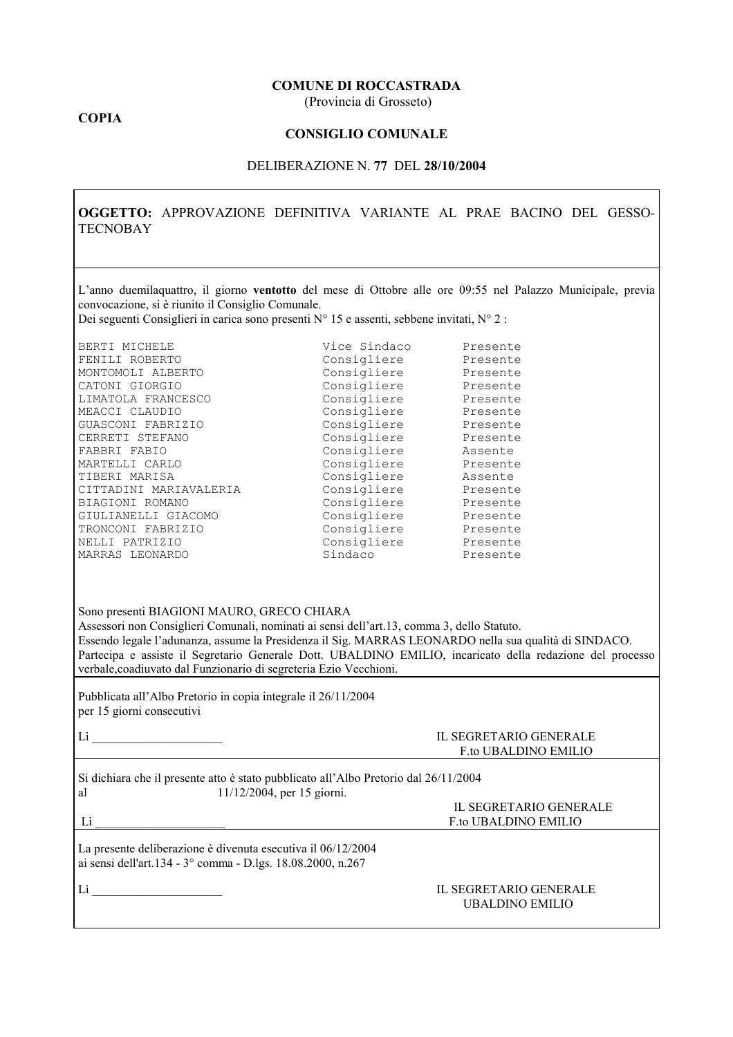**COMUNE DI ROCCASTRADA**
(Provincia di Grosseto)

**COPIA**

**CONSIGLIO COMUNALE**

DELIBERAZIONE N. **77** DEL **28/10/2004**

**OGGETTO:** APPROVAZIONE DEFINITIVA VARIANTE AL PRAE BACINO DEL GESSO-TECNOBAY

L'anno duemilaquattro, il giorno **ventotto** del mese di Ottobre alle ore 09:55 nel Palazzo Municipale, previa convocazione, si è riunito il Consiglio Comunale.
Dei seguenti Consiglieri in carica sono presenti N° 15 e assenti, sebbene invitati, N° 2 :

| | | |
|---|---|---|
| BERTI MICHELE | Vice Sindaco | Presente |
| FENILI ROBERTO | Consigliere | Presente |
| MONTOMOLI ALBERTO | Consigliere | Presente |
| CATONI GIORGIO | Consigliere | Presente |
| LIMATOLA FRANCESCO | Consigliere | Presente |
| MEACCI CLAUDIO | Consigliere | Presente |
| GUASCONI FABRIZIO | Consigliere | Presente |
| CERRETI STEFANO | Consigliere | Presente |
| FABBRI FABIO | Consigliere | Assente |
| MARTELLI CARLO | Consigliere | Presente |
| TIBERI MARISA | Consigliere | Assente |
| CITTADINI MARIAVALERIA | Consigliere | Presente |
| BIAGIONI ROMANO | Consigliere | Presente |
| GIULIANELLI GIACOMO | Consigliere | Presente |
| TRONCONI FABRIZIO | Consigliere | Presente |
| NELLI PATRIZIO | Consigliere | Presente |
| MARRAS LEONARDO | Sindaco | Presente |

Sono presenti BIAGIONI MAURO, GRECO CHIARA
Assessori non Consiglieri Comunali, nominati ai sensi dell'art.13, comma 3, dello Statuto.
Essendo legale l'adunanza, assume la Presidenza il Sig. MARRAS LEONARDO nella sua qualità di SINDACO.
Partecipa e assiste il Segretario Generale Dott. UBALDINO EMILIO, incaricato della redazione del processo verbale,coadiuvato dal Funzionario di segreteria Ezio Vecchioni.

Pubblicata all'Albo Pretorio in copia integrale il 26/11/2004
per 15 giorni consecutivi

Lì _____________________

IL SEGRETARIO GENERALE
F.to UBALDINO EMILIO

Si dichiara che il presente atto è stato pubblicato all'Albo Pretorio dal 26/11/2004
al 11/12/2004, per 15 giorni.

Lì _____________________

IL SEGRETARIO GENERALE
F.to UBALDINO EMILIO

La presente deliberazione è divenuta esecutiva il 06/12/2004
ai sensi dell'art.134 - 3° comma - D.lgs. 18.08.2000, n.267

Lì _____________________

IL SEGRETARIO GENERALE
UBALDINO EMILIO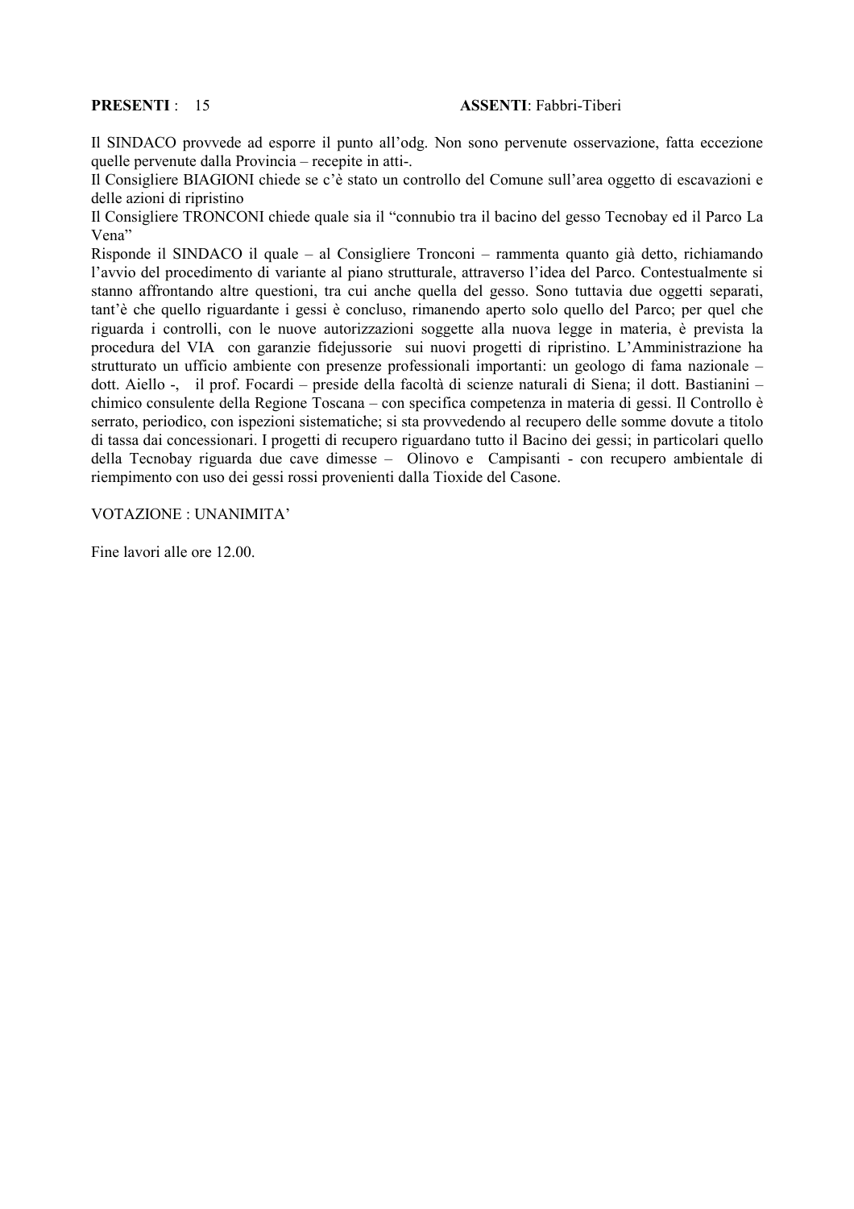**PRESENTI** : 15 **ASSENTI**: Fabbri-Tiberi

Il SINDACO provvede ad esporre il punto all'odg. Non sono pervenute osservazione, fatta eccezione quelle pervenute dalla Provincia – recepite in atti-.
Il Consigliere BIAGIONI chiede se c'è stato un controllo del Comune sull'area oggetto di escavazioni e delle azioni di ripristino
Il Consigliere TRONCONI chiede quale sia il "connubio tra il bacino del gesso Tecnobay ed il Parco La Vena"
Risponde il SINDACO il quale – al Consigliere Tronconi – rammenta quanto già detto, richiamando l'avvio del procedimento di variante al piano strutturale, attraverso l'idea del Parco. Contestualmente si stanno affrontando altre questioni, tra cui anche quella del gesso. Sono tuttavia due oggetti separati, tant'è che quello riguardante i gessi è concluso, rimanendo aperto solo quello del Parco; per quel che riguarda i controlli, con le nuove autorizzazioni soggette alla nuova legge in materia, è prevista la procedura del VIA con garanzie fidejussorie sui nuovi progetti di ripristino. L'Amministrazione ha strutturato un ufficio ambiente con presenze professionali importanti: un geologo di fama nazionale – dott. Aiello -, il prof. Focardi – preside della facoltà di scienze naturali di Siena; il dott. Bastianini – chimico consulente della Regione Toscana – con specifica competenza in materia di gessi. Il Controllo è serrato, periodico, con ispezioni sistematiche; si sta provvedendo al recupero delle somme dovute a titolo di tassa dai concessionari. I progetti di recupero riguardano tutto il Bacino dei gessi; in particolari quello della Tecnobay riguarda due cave dimesse – Olinovo e Campisanti - con recupero ambientale di riempimento con uso dei gessi rossi provenienti dalla Tioxide del Casone.

VOTAZIONE : UNANIMITA'

Fine lavori alle ore 12.00.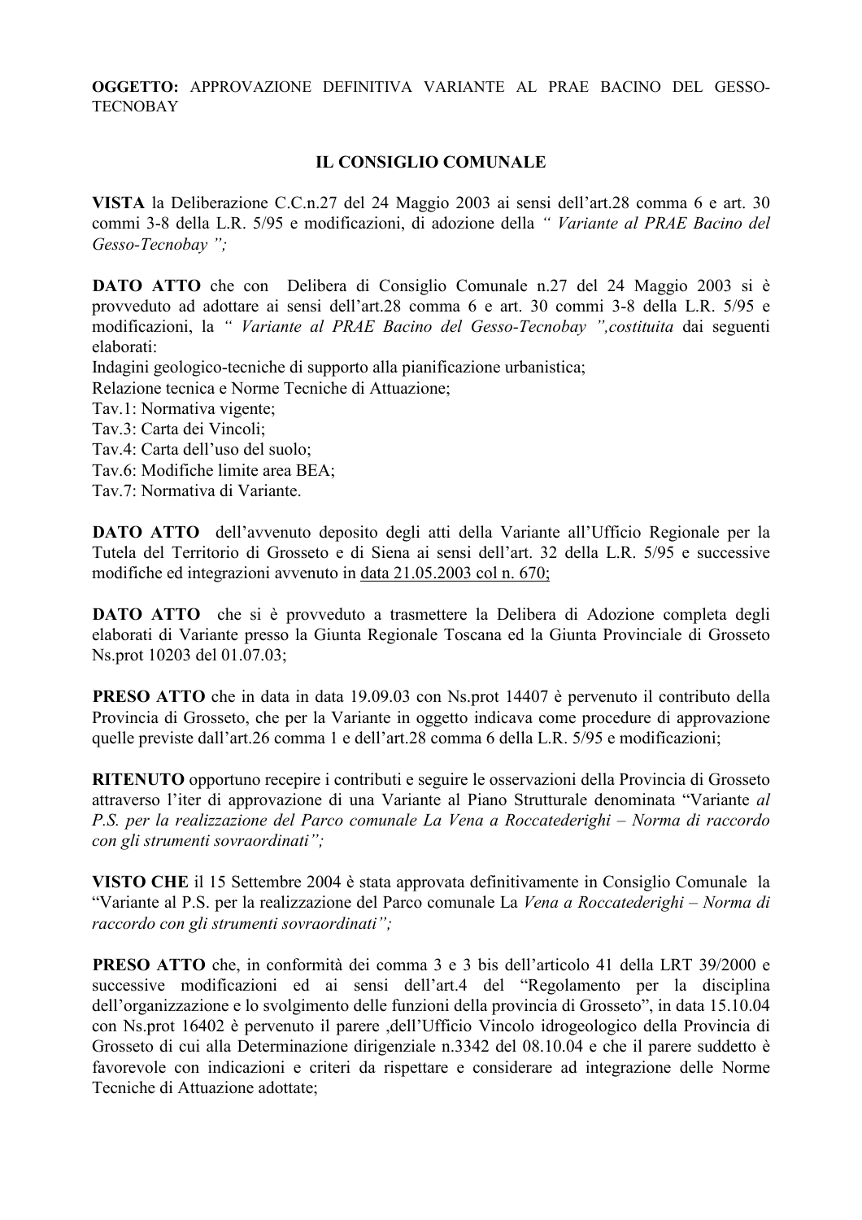**OGGETTO:** APPROVAZIONE DEFINITIVA VARIANTE AL PRAE BACINO DEL GESSO-TECNOBAY

## IL CONSIGLIO COMUNALE

**VISTA** la Deliberazione C.C.n.27 del 24 Maggio 2003 ai sensi dell'art.28 comma 6 e art. 30 commi 3-8 della L.R. 5/95 e modificazioni, di adozione della *" Variante al PRAE Bacino del Gesso-Tecnobay ";*

**DATO ATTO** che con Delibera di Consiglio Comunale n.27 del 24 Maggio 2003 si è provveduto ad adottare ai sensi dell'art.28 comma 6 e art. 30 commi 3-8 della L.R. 5/95 e modificazioni, la *" Variante al PRAE Bacino del Gesso-Tecnobay ",costituita* dai seguenti elaborati:

Indagini geologico-tecniche di supporto alla pianificazione urbanistica;
Relazione tecnica e Norme Tecniche di Attuazione;
Tav.1: Normativa vigente;
Tav.3: Carta dei Vincoli;
Tav.4: Carta dell'uso del suolo;
Tav.6: Modifiche limite area BEA;
Tav.7: Normativa di Variante.

**DATO ATTO** dell'avvenuto deposito degli atti della Variante all'Ufficio Regionale per la Tutela del Territorio di Grosseto e di Siena ai sensi dell'art. 32 della L.R. 5/95 e successive modifiche ed integrazioni avvenuto in data 21.05.2003 col n. 670;

**DATO ATTO** che si è provveduto a trasmettere la Delibera di Adozione completa degli elaborati di Variante presso la Giunta Regionale Toscana ed la Giunta Provinciale di Grosseto Ns.prot 10203 del 01.07.03;

**PRESO ATTO** che in data in data 19.09.03 con Ns.prot 14407 è pervenuto il contributo della Provincia di Grosseto, che per la Variante in oggetto indicava come procedure di approvazione quelle previste dall'art.26 comma 1 e dell'art.28 comma 6 della L.R. 5/95 e modificazioni;

**RITENUTO** opportuno recepire i contributi e seguire le osservazioni della Provincia di Grosseto attraverso l'iter di approvazione di una Variante al Piano Strutturale denominata "Variante *al P.S. per la realizzazione del Parco comunale La Vena a Roccatederighi – Norma di raccordo con gli strumenti sovraordinati";*

**VISTO CHE** il 15 Settembre 2004 è stata approvata definitivamente in Consiglio Comunale la "Variante al P.S. per la realizzazione del Parco comunale La *Vena a Roccatederighi – Norma di raccordo con gli strumenti sovraordinati";*

**PRESO ATTO** che, in conformità dei comma 3 e 3 bis dell'articolo 41 della LRT 39/2000 e successive modificazioni ed ai sensi dell'art.4 del "Regolamento per la disciplina dell'organizzazione e lo svolgimento delle funzioni della provincia di Grosseto", in data 15.10.04 con Ns.prot 16402 è pervenuto il parere ,dell'Ufficio Vincolo idrogeologico della Provincia di Grosseto di cui alla Determinazione dirigenziale n.3342 del 08.10.04 e che il parere suddetto è favorevole con indicazioni e criteri da rispettare e considerare ad integrazione delle Norme Tecniche di Attuazione adottate;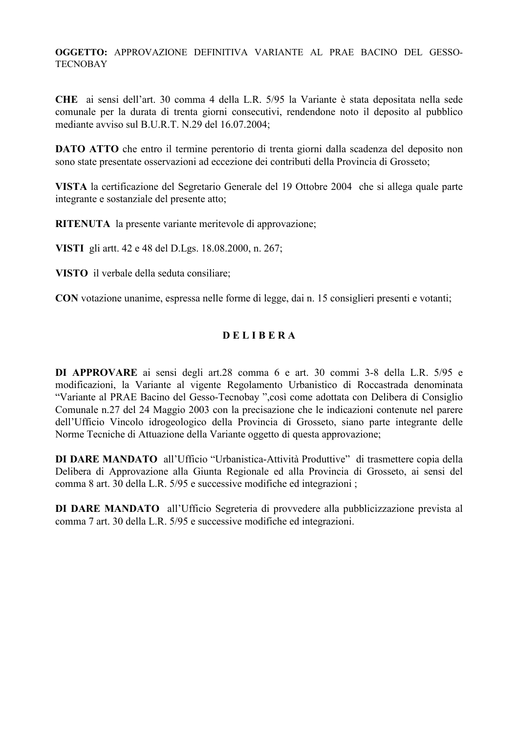**OGGETTO:** APPROVAZIONE DEFINITIVA VARIANTE AL PRAE BACINO DEL GESSO-TECNOBAY

**CHE** ai sensi dell'art. 30 comma 4 della L.R. 5/95 la Variante è stata depositata nella sede comunale per la durata di trenta giorni consecutivi, rendendone noto il deposito al pubblico mediante avviso sul B.U.R.T. N.29 del 16.07.2004;

**DATO ATTO** che entro il termine perentorio di trenta giorni dalla scadenza del deposito non sono state presentate osservazioni ad eccezione dei contributi della Provincia di Grosseto;

**VISTA** la certificazione del Segretario Generale del 19 Ottobre 2004 che si allega quale parte integrante e sostanziale del presente atto;

**RITENUTA** la presente variante meritevole di approvazione;

**VISTI** gli artt. 42 e 48 del D.Lgs. 18.08.2000, n. 267;

**VISTO** il verbale della seduta consiliare;

**CON** votazione unanime, espressa nelle forme di legge, dai n. 15 consiglieri presenti e votanti;

**D E L I B E R A**

**DI APPROVARE** ai sensi degli art.28 comma 6 e art. 30 commi 3-8 della L.R. 5/95 e modificazioni, la Variante al vigente Regolamento Urbanistico di Roccastrada denominata "Variante al PRAE Bacino del Gesso-Tecnobay ",così come adottata con Delibera di Consiglio Comunale n.27 del 24 Maggio 2003 con la precisazione che le indicazioni contenute nel parere dell'Ufficio Vincolo idrogeologico della Provincia di Grosseto, siano parte integrante delle Norme Tecniche di Attuazione della Variante oggetto di questa approvazione;

**DI DARE MANDATO** all'Ufficio "Urbanistica-Attività Produttive" di trasmettere copia della Delibera di Approvazione alla Giunta Regionale ed alla Provincia di Grosseto, ai sensi del comma 8 art. 30 della L.R. 5/95 e successive modifiche ed integrazioni ;

**DI DARE MANDATO** all'Ufficio Segreteria di provvedere alla pubblicizzazione prevista al comma 7 art. 30 della L.R. 5/95 e successive modifiche ed integrazioni.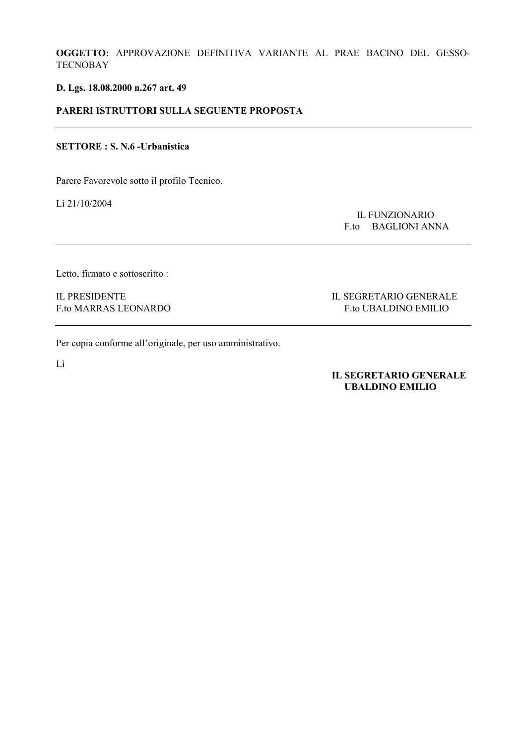**OGGETTO:** APPROVAZIONE DEFINITIVA VARIANTE AL PRAE BACINO DEL GESSO-TECNOBAY

**D. Lgs. 18.08.2000 n.267 art. 49**

**PARERI ISTRUTTORI SULLA SEGUENTE PROPOSTA**

---

**SETTORE : S. N.6 -Urbanistica**

Parere Favorevole sotto il profilo Tecnico.

Lì 21/10/2004

IL FUNZIONARIO
F.to BAGLIONI ANNA

---

Letto, firmato e sottoscritto :

IL PRESIDENTE
F.to MARRAS LEONARDO

IL SEGRETARIO GENERALE
F.to UBALDINO EMILIO

---

Per copia conforme all'originale, per uso amministrativo.

Lì

**IL SEGRETARIO GENERALE**
**UBALDINO EMILIO**